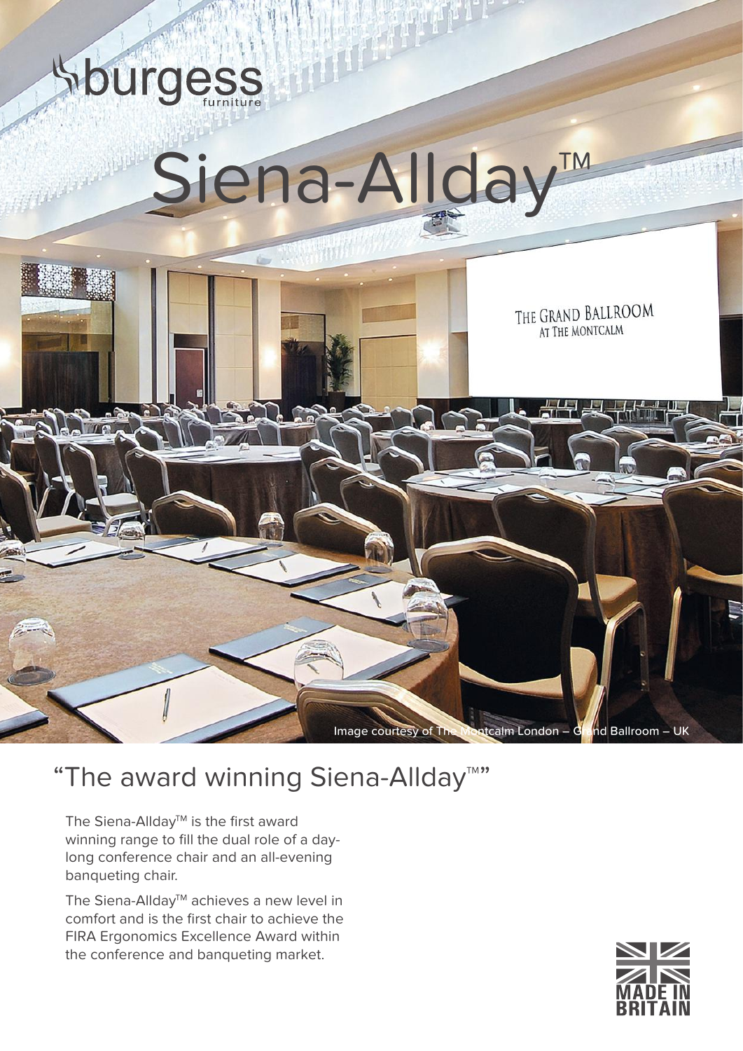burgess furniture

# Siena-Allday™

Image courtesy of The Montcalm London – Grand Ballroom – UK

## "The award winning Siena-Allday™"

The Siena-Allday™ is the first award winning range to fill the dual role of a day-long conference chair and an all-evening banqueting chair.

The Siena-Allday™ achieves a new level in comfort and is the first chair to achieve the FIRA Ergonomics Excellence Award within the conference and banqueting market.

MADE IN BRITAIN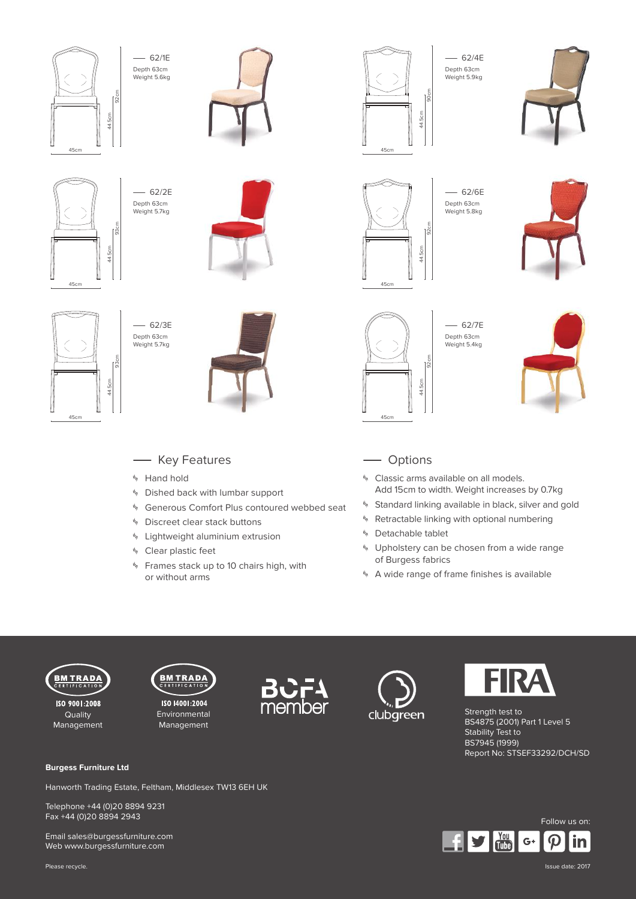## 62/1E

Depth 63cm
Weight 5.6kg

45cm
44.5cm
92cm

## 62/4E

Depth 63cm
Weight 5.9kg

45cm
44.5cm
90cm

## 62/2E

Depth 63cm
Weight 5.7kg

45cm
44.5cm
93cm

## 62/6E

Depth 63cm
Weight 5.8kg

45cm
44.5cm
92cm

## 62/3E

Depth 63cm
Weight 5.7kg

45cm
44.5cm
93cm

## 62/7E

Depth 63cm
Weight 5.4kg

45cm
44.5cm
92cm

## Key Features

- Hand hold
- Dished back with lumbar support
- Generous Comfort Plus contoured webbed seat
- Discreet clear stack buttons
- Lightweight aluminium extrusion
- Clear plastic feet
- Frames stack up to 10 chairs high, with or without arms

## Options

- Classic arms available on all models. Add 15cm to width. Weight increases by 0.7kg
- Standard linking available in black, silver and gold
- Retractable linking with optional numbering
- Detachable tablet
- Upholstery can be chosen from a wide range of Burgess fabrics
- A wide range of frame finishes is available

BM TRADA CERTIFICATION
ISO 9001:2008
Quality Management

BM TRADA CERTIFICATION
ISO 14001:2004
Environmental Management

BCFA member

clubgreen

FIRA

Strength test to BS4875 (2001) Part 1 Level 5
Stability Test to BS7945 (1999)
Report No: STSEF33292/DCH/SD

**Burgess Furniture Ltd**

Hanworth Trading Estate, Feltham, Middlesex TW13 6EH UK

Telephone +44 (0)20 8894 9231
Fax +44 (0)20 8894 2943

Email sales@burgessfurniture.com
Web www.burgessfurniture.com

Follow us on:

Please recycle.

Issue date: 2017